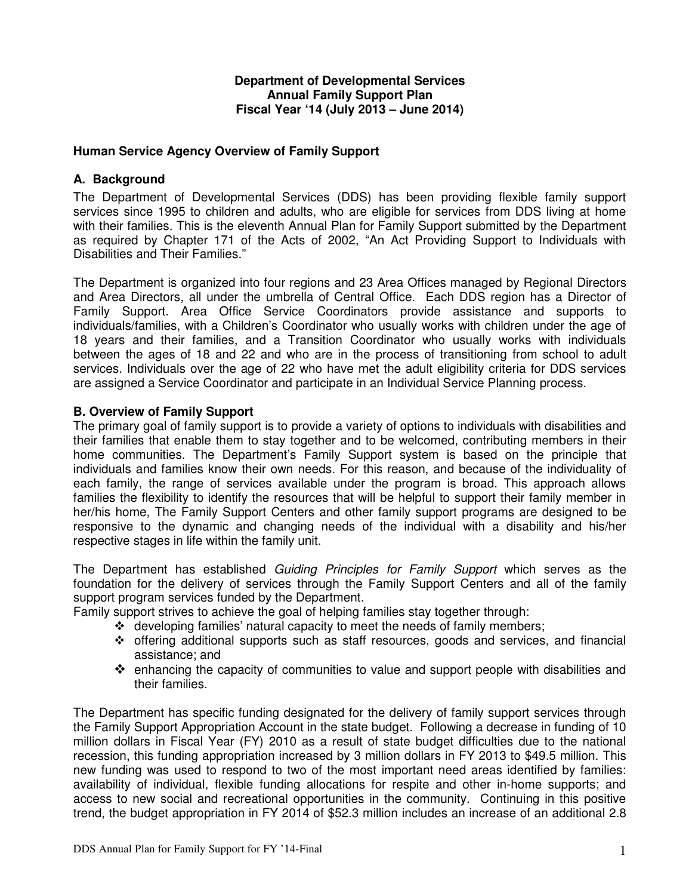**Department of Developmental Services**
**Annual Family Support Plan**
**Fiscal Year '14 (July 2013 – June 2014)**

## Human Service Agency Overview of Family Support

### A. Background

The Department of Developmental Services (DDS) has been providing flexible family support services since 1995 to children and adults, who are eligible for services from DDS living at home with their families. This is the eleventh Annual Plan for Family Support submitted by the Department as required by Chapter 171 of the Acts of 2002, "An Act Providing Support to Individuals with Disabilities and Their Families."

The Department is organized into four regions and 23 Area Offices managed by Regional Directors and Area Directors, all under the umbrella of Central Office. Each DDS region has a Director of Family Support. Area Office Service Coordinators provide assistance and supports to individuals/families, with a Children's Coordinator who usually works with children under the age of 18 years and their families, and a Transition Coordinator who usually works with individuals between the ages of 18 and 22 and who are in the process of transitioning from school to adult services. Individuals over the age of 22 who have met the adult eligibility criteria for DDS services are assigned a Service Coordinator and participate in an Individual Service Planning process.

### B. Overview of Family Support

The primary goal of family support is to provide a variety of options to individuals with disabilities and their families that enable them to stay together and to be welcomed, contributing members in their home communities. The Department's Family Support system is based on the principle that individuals and families know their own needs. For this reason, and because of the individuality of each family, the range of services available under the program is broad. This approach allows families the flexibility to identify the resources that will be helpful to support their family member in her/his home, The Family Support Centers and other family support programs are designed to be responsive to the dynamic and changing needs of the individual with a disability and his/her respective stages in life within the family unit.

The Department has established *Guiding Principles for Family Support* which serves as the foundation for the delivery of services through the Family Support Centers and all of the family support program services funded by the Department.

Family support strives to achieve the goal of helping families stay together through:

- developing families' natural capacity to meet the needs of family members;
- offering additional supports such as staff resources, goods and services, and financial assistance; and
- enhancing the capacity of communities to value and support people with disabilities and their families.

The Department has specific funding designated for the delivery of family support services through the Family Support Appropriation Account in the state budget. Following a decrease in funding of 10 million dollars in Fiscal Year (FY) 2010 as a result of state budget difficulties due to the national recession, this funding appropriation increased by 3 million dollars in FY 2013 to $49.5 million. This new funding was used to respond to two of the most important need areas identified by families: availability of individual, flexible funding allocations for respite and other in-home supports; and access to new social and recreational opportunities in the community. Continuing in this positive trend, the budget appropriation in FY 2014 of $52.3 million includes an increase of an additional 2.8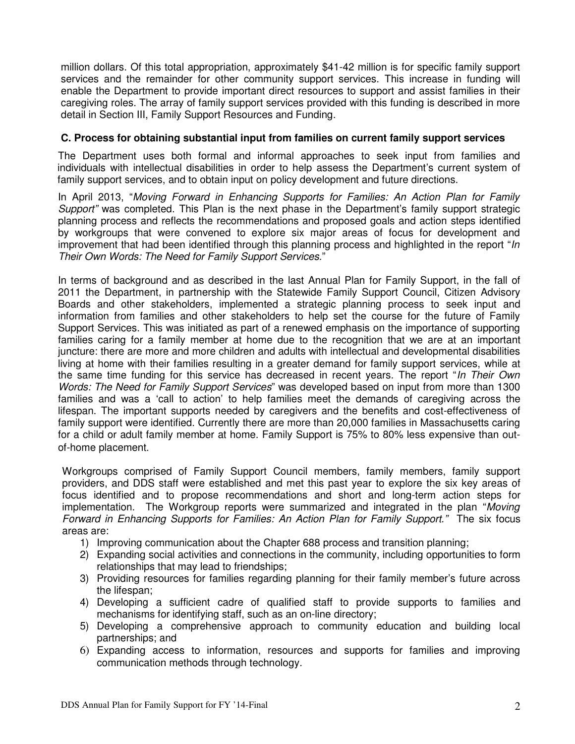million dollars. Of this total appropriation, approximately $41-42 million is for specific family support services and the remainder for other community support services. This increase in funding will enable the Department to provide important direct resources to support and assist families in their caregiving roles. The array of family support services provided with this funding is described in more detail in Section III, Family Support Resources and Funding.

### C. Process for obtaining substantial input from families on current family support services

The Department uses both formal and informal approaches to seek input from families and individuals with intellectual disabilities in order to help assess the Department's current system of family support services, and to obtain input on policy development and future directions.

In April 2013, "*Moving Forward in Enhancing Supports for Families: An Action Plan for Family Support"* was completed. This Plan is the next phase in the Department's family support strategic planning process and reflects the recommendations and proposed goals and action steps identified by workgroups that were convened to explore six major areas of focus for development and improvement that had been identified through this planning process and highlighted in the report "*In Their Own Words: The Need for Family Support Services.*"

In terms of background and as described in the last Annual Plan for Family Support, in the fall of 2011 the Department, in partnership with the Statewide Family Support Council, Citizen Advisory Boards and other stakeholders, implemented a strategic planning process to seek input and information from families and other stakeholders to help set the course for the future of Family Support Services. This was initiated as part of a renewed emphasis on the importance of supporting families caring for a family member at home due to the recognition that we are at an important juncture: there are more and more children and adults with intellectual and developmental disabilities living at home with their families resulting in a greater demand for family support services, while at the same time funding for this service has decreased in recent years. The report "*In Their Own Words: The Need for Family Support Services*" was developed based on input from more than 1300 families and was a 'call to action' to help families meet the demands of caregiving across the lifespan. The important supports needed by caregivers and the benefits and cost-effectiveness of family support were identified. Currently there are more than 20,000 families in Massachusetts caring for a child or adult family member at home. Family Support is 75% to 80% less expensive than out-of-home placement.

Workgroups comprised of Family Support Council members, family members, family support providers, and DDS staff were established and met this past year to explore the six key areas of focus identified and to propose recommendations and short and long-term action steps for implementation. The Workgroup reports were summarized and integrated in the plan "*Moving Forward in Enhancing Supports for Families: An Action Plan for Family Support."* The six focus areas are:

1) Improving communication about the Chapter 688 process and transition planning;
2) Expanding social activities and connections in the community, including opportunities to form relationships that may lead to friendships;
3) Providing resources for families regarding planning for their family member's future across the lifespan;
4) Developing a sufficient cadre of qualified staff to provide supports to families and mechanisms for identifying staff, such as an on-line directory;
5) Developing a comprehensive approach to community education and building local partnerships; and
6) Expanding access to information, resources and supports for families and improving communication methods through technology.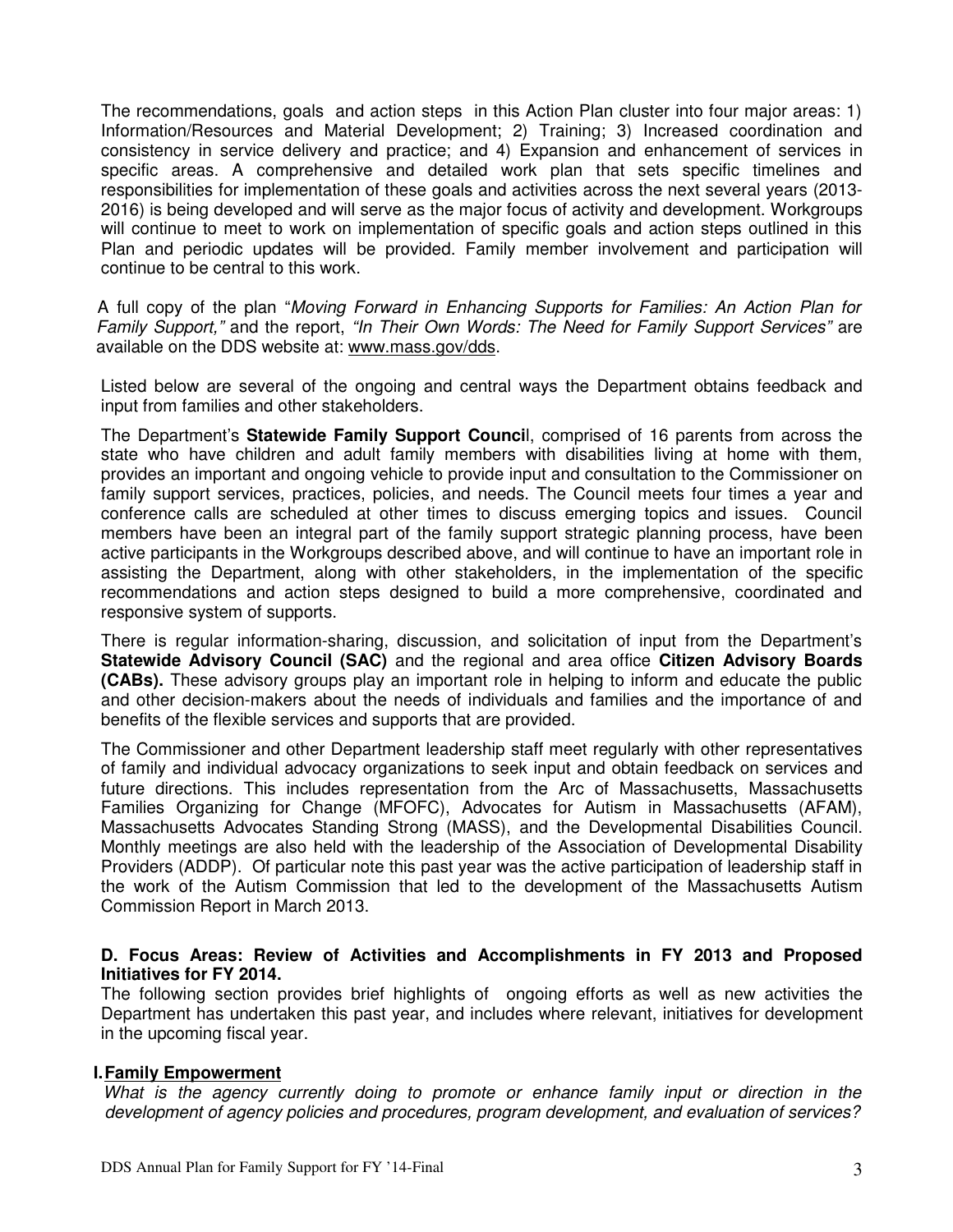The recommendations, goals and action steps in this Action Plan cluster into four major areas: 1) Information/Resources and Material Development; 2) Training; 3) Increased coordination and consistency in service delivery and practice; and 4) Expansion and enhancement of services in specific areas. A comprehensive and detailed work plan that sets specific timelines and responsibilities for implementation of these goals and activities across the next several years (2013-2016) is being developed and will serve as the major focus of activity and development. Workgroups will continue to meet to work on implementation of specific goals and action steps outlined in this Plan and periodic updates will be provided. Family member involvement and participation will continue to be central to this work.

A full copy of the plan "*Moving Forward in Enhancing Supports for Families: An Action Plan for Family Support,"* and the report, *"In Their Own Words: The Need for Family Support Services"* are available on the DDS website at: www.mass.gov/dds.

Listed below are several of the ongoing and central ways the Department obtains feedback and input from families and other stakeholders.

The Department's **Statewide Family Support Council**, comprised of 16 parents from across the state who have children and adult family members with disabilities living at home with them, provides an important and ongoing vehicle to provide input and consultation to the Commissioner on family support services, practices, policies, and needs. The Council meets four times a year and conference calls are scheduled at other times to discuss emerging topics and issues. Council members have been an integral part of the family support strategic planning process, have been active participants in the Workgroups described above, and will continue to have an important role in assisting the Department, along with other stakeholders, in the implementation of the specific recommendations and action steps designed to build a more comprehensive, coordinated and responsive system of supports.

There is regular information-sharing, discussion, and solicitation of input from the Department's **Statewide Advisory Council (SAC)** and the regional and area office **Citizen Advisory Boards (CABs).** These advisory groups play an important role in helping to inform and educate the public and other decision-makers about the needs of individuals and families and the importance of and benefits of the flexible services and supports that are provided.

The Commissioner and other Department leadership staff meet regularly with other representatives of family and individual advocacy organizations to seek input and obtain feedback on services and future directions. This includes representation from the Arc of Massachusetts, Massachusetts Families Organizing for Change (MFOFC), Advocates for Autism in Massachusetts (AFAM), Massachusetts Advocates Standing Strong (MASS), and the Developmental Disabilities Council. Monthly meetings are also held with the leadership of the Association of Developmental Disability Providers (ADDP). Of particular note this past year was the active participation of leadership staff in the work of the Autism Commission that led to the development of the Massachusetts Autism Commission Report in March 2013.

### D. Focus Areas: Review of Activities and Accomplishments in FY 2013 and Proposed Initiatives for FY 2014.

The following section provides brief highlights of ongoing efforts as well as new activities the Department has undertaken this past year, and includes where relevant, initiatives for development in the upcoming fiscal year.

#### I. Family Empowerment

*What is the agency currently doing to promote or enhance family input or direction in the development of agency policies and procedures, program development, and evaluation of services?*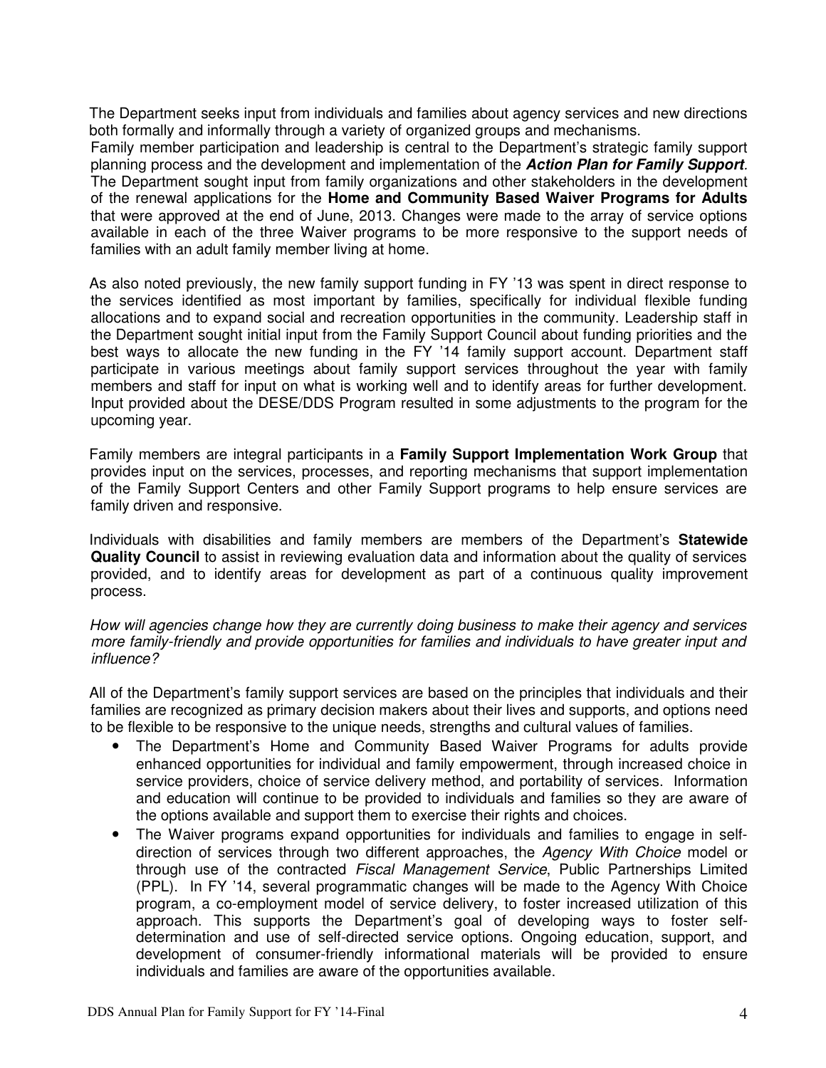The Department seeks input from individuals and families about agency services and new directions both formally and informally through a variety of organized groups and mechanisms.

Family member participation and leadership is central to the Department's strategic family support planning process and the development and implementation of the ***Action Plan for Family Support***. The Department sought input from family organizations and other stakeholders in the development of the renewal applications for the **Home and Community Based Waiver Programs for Adults** that were approved at the end of June, 2013. Changes were made to the array of service options available in each of the three Waiver programs to be more responsive to the support needs of families with an adult family member living at home.

As also noted previously, the new family support funding in FY '13 was spent in direct response to the services identified as most important by families, specifically for individual flexible funding allocations and to expand social and recreation opportunities in the community. Leadership staff in the Department sought initial input from the Family Support Council about funding priorities and the best ways to allocate the new funding in the FY '14 family support account. Department staff participate in various meetings about family support services throughout the year with family members and staff for input on what is working well and to identify areas for further development. Input provided about the DESE/DDS Program resulted in some adjustments to the program for the upcoming year.

Family members are integral participants in a **Family Support Implementation Work Group** that provides input on the services, processes, and reporting mechanisms that support implementation of the Family Support Centers and other Family Support programs to help ensure services are family driven and responsive.

Individuals with disabilities and family members are members of the Department's **Statewide Quality Council** to assist in reviewing evaluation data and information about the quality of services provided, and to identify areas for development as part of a continuous quality improvement process.

*How will agencies change how they are currently doing business to make their agency and services more family-friendly and provide opportunities for families and individuals to have greater input and influence?*

All of the Department's family support services are based on the principles that individuals and their families are recognized as primary decision makers about their lives and supports, and options need to be flexible to be responsive to the unique needs, strengths and cultural values of families.

- The Department's Home and Community Based Waiver Programs for adults provide enhanced opportunities for individual and family empowerment, through increased choice in service providers, choice of service delivery method, and portability of services. Information and education will continue to be provided to individuals and families so they are aware of the options available and support them to exercise their rights and choices.
- The Waiver programs expand opportunities for individuals and families to engage in self-direction of services through two different approaches, the *Agency With Choice* model or through use of the contracted *Fiscal Management Service*, Public Partnerships Limited (PPL). In FY '14, several programmatic changes will be made to the Agency With Choice program, a co-employment model of service delivery, to foster increased utilization of this approach. This supports the Department's goal of developing ways to foster self-determination and use of self-directed service options. Ongoing education, support, and development of consumer-friendly informational materials will be provided to ensure individuals and families are aware of the opportunities available.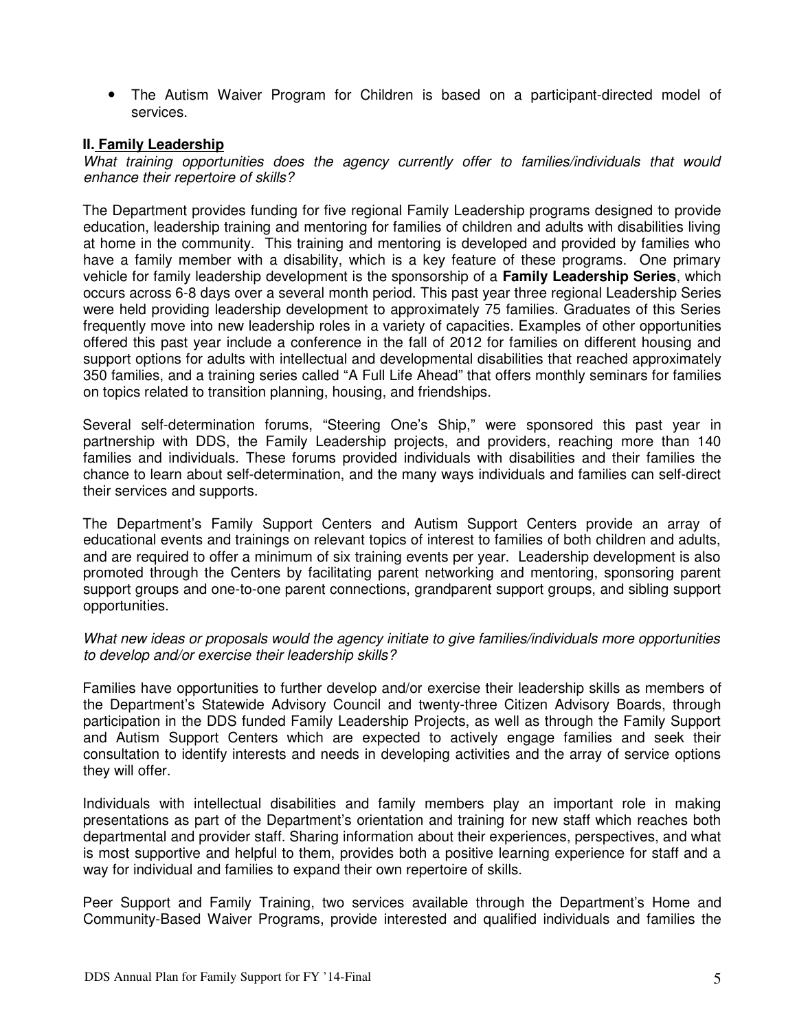- The Autism Waiver Program for Children is based on a participant-directed model of services.

## II. Family Leadership

*What training opportunities does the agency currently offer to families/individuals that would enhance their repertoire of skills?*

The Department provides funding for five regional Family Leadership programs designed to provide education, leadership training and mentoring for families of children and adults with disabilities living at home in the community. This training and mentoring is developed and provided by families who have a family member with a disability, which is a key feature of these programs. One primary vehicle for family leadership development is the sponsorship of a **Family Leadership Series**, which occurs across 6-8 days over a several month period. This past year three regional Leadership Series were held providing leadership development to approximately 75 families. Graduates of this Series frequently move into new leadership roles in a variety of capacities. Examples of other opportunities offered this past year include a conference in the fall of 2012 for families on different housing and support options for adults with intellectual and developmental disabilities that reached approximately 350 families, and a training series called "A Full Life Ahead" that offers monthly seminars for families on topics related to transition planning, housing, and friendships.

Several self-determination forums, "Steering One's Ship," were sponsored this past year in partnership with DDS, the Family Leadership projects, and providers, reaching more than 140 families and individuals. These forums provided individuals with disabilities and their families the chance to learn about self-determination, and the many ways individuals and families can self-direct their services and supports.

The Department's Family Support Centers and Autism Support Centers provide an array of educational events and trainings on relevant topics of interest to families of both children and adults, and are required to offer a minimum of six training events per year. Leadership development is also promoted through the Centers by facilitating parent networking and mentoring, sponsoring parent support groups and one-to-one parent connections, grandparent support groups, and sibling support opportunities.

*What new ideas or proposals would the agency initiate to give families/individuals more opportunities to develop and/or exercise their leadership skills?*

Families have opportunities to further develop and/or exercise their leadership skills as members of the Department's Statewide Advisory Council and twenty-three Citizen Advisory Boards, through participation in the DDS funded Family Leadership Projects, as well as through the Family Support and Autism Support Centers which are expected to actively engage families and seek their consultation to identify interests and needs in developing activities and the array of service options they will offer.

Individuals with intellectual disabilities and family members play an important role in making presentations as part of the Department's orientation and training for new staff which reaches both departmental and provider staff. Sharing information about their experiences, perspectives, and what is most supportive and helpful to them, provides both a positive learning experience for staff and a way for individual and families to expand their own repertoire of skills.

Peer Support and Family Training, two services available through the Department's Home and Community-Based Waiver Programs, provide interested and qualified individuals and families the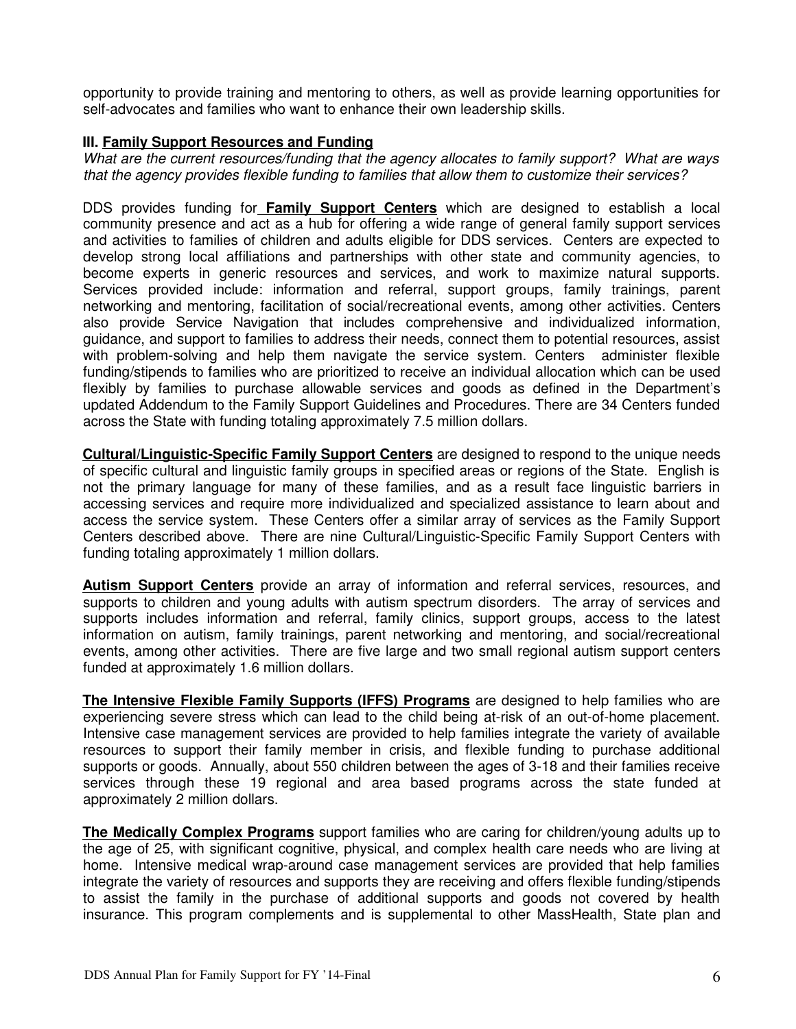opportunity to provide training and mentoring to others, as well as provide learning opportunities for self-advocates and families who want to enhance their own leadership skills.

### III. Family Support Resources and Funding

*What are the current resources/funding that the agency allocates to family support? What are ways that the agency provides flexible funding to families that allow them to customize their services?*

DDS provides funding for **Family Support Centers** which are designed to establish a local community presence and act as a hub for offering a wide range of general family support services and activities to families of children and adults eligible for DDS services. Centers are expected to develop strong local affiliations and partnerships with other state and community agencies, to become experts in generic resources and services, and work to maximize natural supports. Services provided include: information and referral, support groups, family trainings, parent networking and mentoring, facilitation of social/recreational events, among other activities. Centers also provide Service Navigation that includes comprehensive and individualized information, guidance, and support to families to address their needs, connect them to potential resources, assist with problem-solving and help them navigate the service system. Centers administer flexible funding/stipends to families who are prioritized to receive an individual allocation which can be used flexibly by families to purchase allowable services and goods as defined in the Department's updated Addendum to the Family Support Guidelines and Procedures. There are 34 Centers funded across the State with funding totaling approximately 7.5 million dollars.

**Cultural/Linguistic-Specific Family Support Centers** are designed to respond to the unique needs of specific cultural and linguistic family groups in specified areas or regions of the State. English is not the primary language for many of these families, and as a result face linguistic barriers in accessing services and require more individualized and specialized assistance to learn about and access the service system. These Centers offer a similar array of services as the Family Support Centers described above. There are nine Cultural/Linguistic-Specific Family Support Centers with funding totaling approximately 1 million dollars.

**Autism Support Centers** provide an array of information and referral services, resources, and supports to children and young adults with autism spectrum disorders. The array of services and supports includes information and referral, family clinics, support groups, access to the latest information on autism, family trainings, parent networking and mentoring, and social/recreational events, among other activities. There are five large and two small regional autism support centers funded at approximately 1.6 million dollars.

**The Intensive Flexible Family Supports (IFFS) Programs** are designed to help families who are experiencing severe stress which can lead to the child being at-risk of an out-of-home placement. Intensive case management services are provided to help families integrate the variety of available resources to support their family member in crisis, and flexible funding to purchase additional supports or goods. Annually, about 550 children between the ages of 3-18 and their families receive services through these 19 regional and area based programs across the state funded at approximately 2 million dollars.

**The Medically Complex Programs** support families who are caring for children/young adults up to the age of 25, with significant cognitive, physical, and complex health care needs who are living at home. Intensive medical wrap-around case management services are provided that help families integrate the variety of resources and supports they are receiving and offers flexible funding/stipends to assist the family in the purchase of additional supports and goods not covered by health insurance. This program complements and is supplemental to other MassHealth, State plan and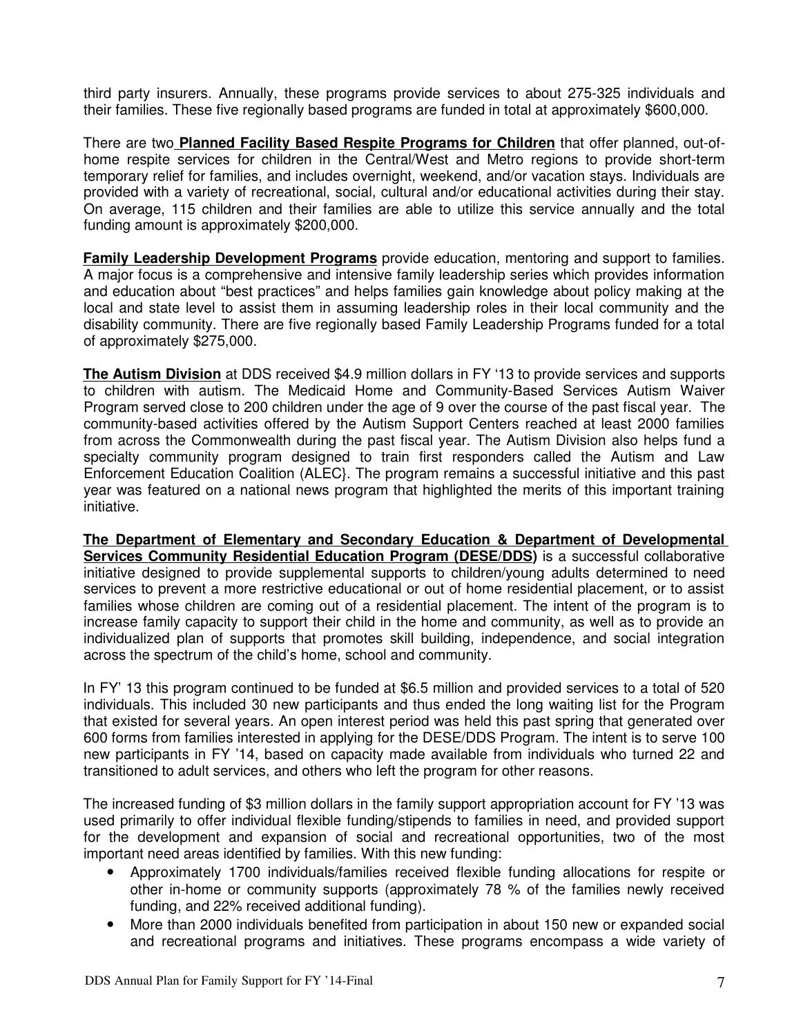third party insurers. Annually, these programs provide services to about 275-325 individuals and their families. These five regionally based programs are funded in total at approximately $600,000.

There are two **Planned Facility Based Respite Programs for Children** that offer planned, out-of-home respite services for children in the Central/West and Metro regions to provide short-term temporary relief for families, and includes overnight, weekend, and/or vacation stays. Individuals are provided with a variety of recreational, social, cultural and/or educational activities during their stay. On average, 115 children and their families are able to utilize this service annually and the total funding amount is approximately $200,000.

**Family Leadership Development Programs** provide education, mentoring and support to families. A major focus is a comprehensive and intensive family leadership series which provides information and education about "best practices" and helps families gain knowledge about policy making at the local and state level to assist them in assuming leadership roles in their local community and the disability community. There are five regionally based Family Leadership Programs funded for a total of approximately $275,000.

**The Autism Division** at DDS received $4.9 million dollars in FY '13 to provide services and supports to children with autism. The Medicaid Home and Community-Based Services Autism Waiver Program served close to 200 children under the age of 9 over the course of the past fiscal year. The community-based activities offered by the Autism Support Centers reached at least 2000 families from across the Commonwealth during the past fiscal year. The Autism Division also helps fund a specialty community program designed to train first responders called the Autism and Law Enforcement Education Coalition (ALEC}. The program remains a successful initiative and this past year was featured on a national news program that highlighted the merits of this important training initiative.

**The Department of Elementary and Secondary Education & Department of Developmental Services Community Residential Education Program (DESE/DDS)** is a successful collaborative initiative designed to provide supplemental supports to children/young adults determined to need services to prevent a more restrictive educational or out of home residential placement, or to assist families whose children are coming out of a residential placement. The intent of the program is to increase family capacity to support their child in the home and community, as well as to provide an individualized plan of supports that promotes skill building, independence, and social integration across the spectrum of the child's home, school and community.

In FY' 13 this program continued to be funded at $6.5 million and provided services to a total of 520 individuals. This included 30 new participants and thus ended the long waiting list for the Program that existed for several years. An open interest period was held this past spring that generated over 600 forms from families interested in applying for the DESE/DDS Program. The intent is to serve 100 new participants in FY '14, based on capacity made available from individuals who turned 22 and transitioned to adult services, and others who left the program for other reasons.

The increased funding of $3 million dollars in the family support appropriation account for FY '13 was used primarily to offer individual flexible funding/stipends to families in need, and provided support for the development and expansion of social and recreational opportunities, two of the most important need areas identified by families. With this new funding:

- Approximately 1700 individuals/families received flexible funding allocations for respite or other in-home or community supports (approximately 78 % of the families newly received funding, and 22% received additional funding).
- More than 2000 individuals benefited from participation in about 150 new or expanded social and recreational programs and initiatives. These programs encompass a wide variety of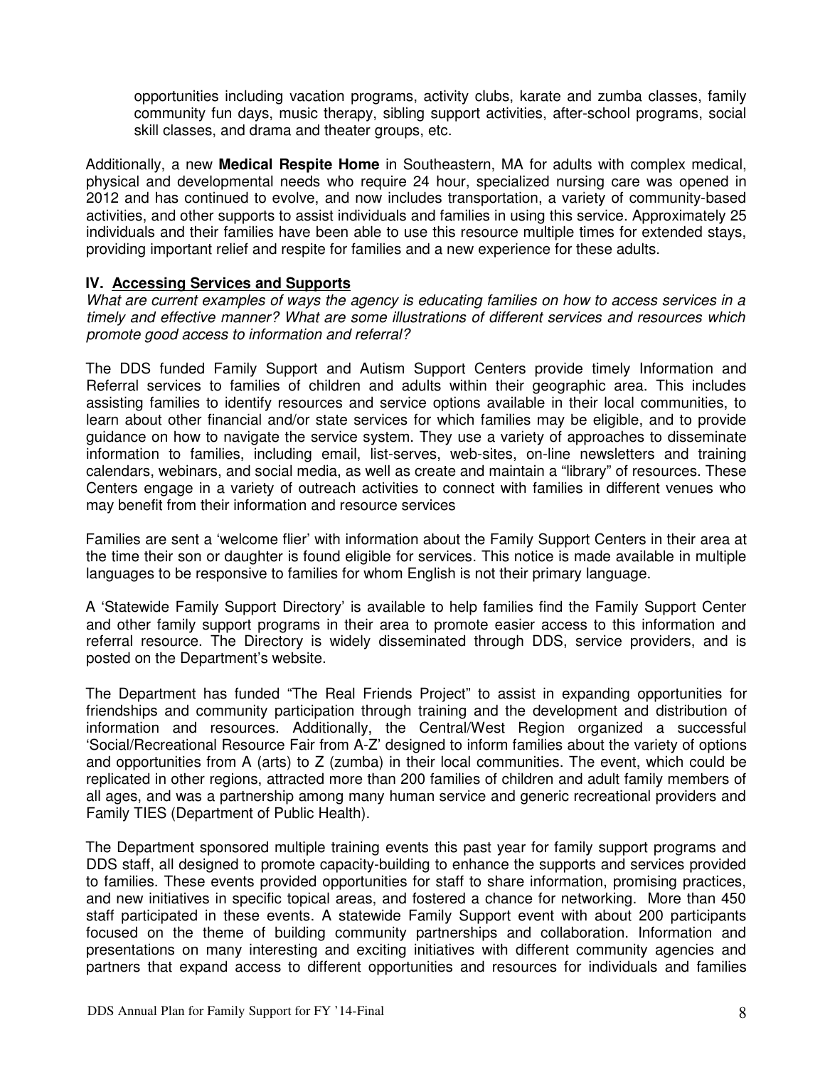opportunities including vacation programs, activity clubs, karate and zumba classes, family community fun days, music therapy, sibling support activities, after-school programs, social skill classes, and drama and theater groups, etc.

Additionally, a new **Medical Respite Home** in Southeastern, MA for adults with complex medical, physical and developmental needs who require 24 hour, specialized nursing care was opened in 2012 and has continued to evolve, and now includes transportation, a variety of community-based activities, and other supports to assist individuals and families in using this service. Approximately 25 individuals and their families have been able to use this resource multiple times for extended stays, providing important relief and respite for families and a new experience for these adults.

## IV. Accessing Services and Supports

*What are current examples of ways the agency is educating families on how to access services in a timely and effective manner? What are some illustrations of different services and resources which promote good access to information and referral?*

The DDS funded Family Support and Autism Support Centers provide timely Information and Referral services to families of children and adults within their geographic area. This includes assisting families to identify resources and service options available in their local communities, to learn about other financial and/or state services for which families may be eligible, and to provide guidance on how to navigate the service system. They use a variety of approaches to disseminate information to families, including email, list-serves, web-sites, on-line newsletters and training calendars, webinars, and social media, as well as create and maintain a "library" of resources. These Centers engage in a variety of outreach activities to connect with families in different venues who may benefit from their information and resource services

Families are sent a 'welcome flier' with information about the Family Support Centers in their area at the time their son or daughter is found eligible for services. This notice is made available in multiple languages to be responsive to families for whom English is not their primary language.

A 'Statewide Family Support Directory' is available to help families find the Family Support Center and other family support programs in their area to promote easier access to this information and referral resource. The Directory is widely disseminated through DDS, service providers, and is posted on the Department's website.

The Department has funded "The Real Friends Project" to assist in expanding opportunities for friendships and community participation through training and the development and distribution of information and resources. Additionally, the Central/West Region organized a successful 'Social/Recreational Resource Fair from A-Z' designed to inform families about the variety of options and opportunities from A (arts) to Z (zumba) in their local communities. The event, which could be replicated in other regions, attracted more than 200 families of children and adult family members of all ages, and was a partnership among many human service and generic recreational providers and Family TIES (Department of Public Health).

The Department sponsored multiple training events this past year for family support programs and DDS staff, all designed to promote capacity-building to enhance the supports and services provided to families. These events provided opportunities for staff to share information, promising practices, and new initiatives in specific topical areas, and fostered a chance for networking. More than 450 staff participated in these events. A statewide Family Support event with about 200 participants focused on the theme of building community partnerships and collaboration. Information and presentations on many interesting and exciting initiatives with different community agencies and partners that expand access to different opportunities and resources for individuals and families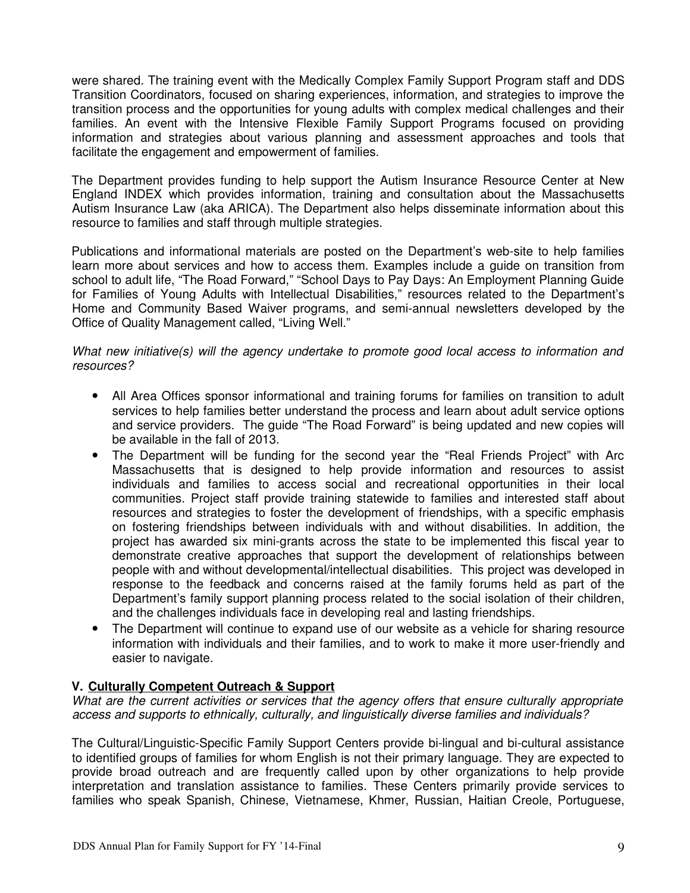were shared. The training event with the Medically Complex Family Support Program staff and DDS Transition Coordinators, focused on sharing experiences, information, and strategies to improve the transition process and the opportunities for young adults with complex medical challenges and their families. An event with the Intensive Flexible Family Support Programs focused on providing information and strategies about various planning and assessment approaches and tools that facilitate the engagement and empowerment of families.

The Department provides funding to help support the Autism Insurance Resource Center at New England INDEX which provides information, training and consultation about the Massachusetts Autism Insurance Law (aka ARICA). The Department also helps disseminate information about this resource to families and staff through multiple strategies.

Publications and informational materials are posted on the Department's web-site to help families learn more about services and how to access them. Examples include a guide on transition from school to adult life, "The Road Forward," "School Days to Pay Days: An Employment Planning Guide for Families of Young Adults with Intellectual Disabilities," resources related to the Department's Home and Community Based Waiver programs, and semi-annual newsletters developed by the Office of Quality Management called, "Living Well."

*What new initiative(s) will the agency undertake to promote good local access to information and resources?*

- All Area Offices sponsor informational and training forums for families on transition to adult services to help families better understand the process and learn about adult service options and service providers. The guide "The Road Forward" is being updated and new copies will be available in the fall of 2013.
- The Department will be funding for the second year the "Real Friends Project" with Arc Massachusetts that is designed to help provide information and resources to assist individuals and families to access social and recreational opportunities in their local communities. Project staff provide training statewide to families and interested staff about resources and strategies to foster the development of friendships, with a specific emphasis on fostering friendships between individuals with and without disabilities. In addition, the project has awarded six mini-grants across the state to be implemented this fiscal year to demonstrate creative approaches that support the development of relationships between people with and without developmental/intellectual disabilities. This project was developed in response to the feedback and concerns raised at the family forums held as part of the Department's family support planning process related to the social isolation of their children, and the challenges individuals face in developing real and lasting friendships.
- The Department will continue to expand use of our website as a vehicle for sharing resource information with individuals and their families, and to work to make it more user-friendly and easier to navigate.

## V. Culturally Competent Outreach & Support

*What are the current activities or services that the agency offers that ensure culturally appropriate access and supports to ethnically, culturally, and linguistically diverse families and individuals?*

The Cultural/Linguistic-Specific Family Support Centers provide bi-lingual and bi-cultural assistance to identified groups of families for whom English is not their primary language. They are expected to provide broad outreach and are frequently called upon by other organizations to help provide interpretation and translation assistance to families. These Centers primarily provide services to families who speak Spanish, Chinese, Vietnamese, Khmer, Russian, Haitian Creole, Portuguese,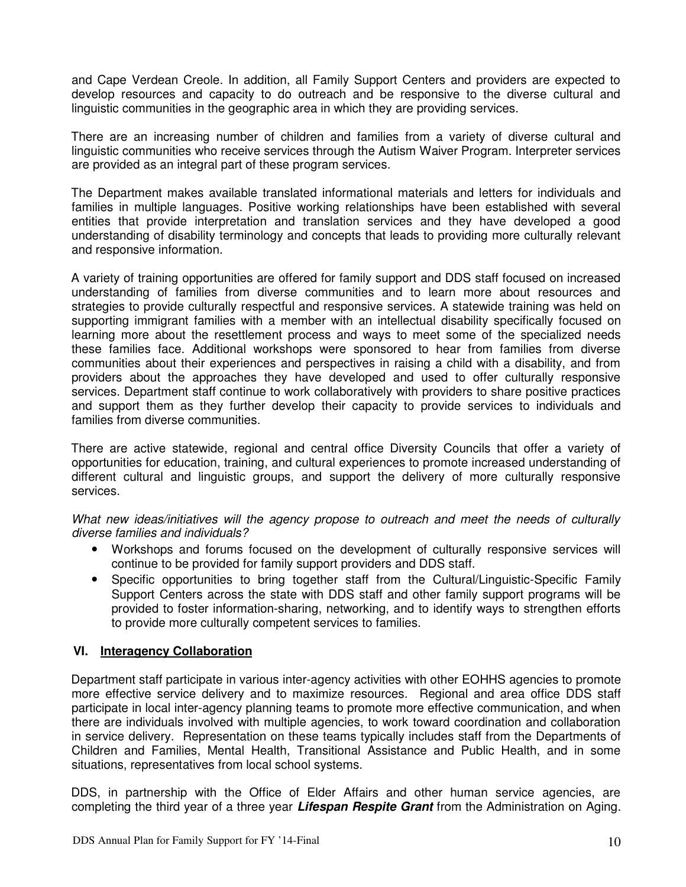and Cape Verdean Creole. In addition, all Family Support Centers and providers are expected to develop resources and capacity to do outreach and be responsive to the diverse cultural and linguistic communities in the geographic area in which they are providing services.

There are an increasing number of children and families from a variety of diverse cultural and linguistic communities who receive services through the Autism Waiver Program. Interpreter services are provided as an integral part of these program services.

The Department makes available translated informational materials and letters for individuals and families in multiple languages. Positive working relationships have been established with several entities that provide interpretation and translation services and they have developed a good understanding of disability terminology and concepts that leads to providing more culturally relevant and responsive information.

A variety of training opportunities are offered for family support and DDS staff focused on increased understanding of families from diverse communities and to learn more about resources and strategies to provide culturally respectful and responsive services. A statewide training was held on supporting immigrant families with a member with an intellectual disability specifically focused on learning more about the resettlement process and ways to meet some of the specialized needs these families face. Additional workshops were sponsored to hear from families from diverse communities about their experiences and perspectives in raising a child with a disability, and from providers about the approaches they have developed and used to offer culturally responsive services. Department staff continue to work collaboratively with providers to share positive practices and support them as they further develop their capacity to provide services to individuals and families from diverse communities.

There are active statewide, regional and central office Diversity Councils that offer a variety of opportunities for education, training, and cultural experiences to promote increased understanding of different cultural and linguistic groups, and support the delivery of more culturally responsive services.

*What new ideas/initiatives will the agency propose to outreach and meet the needs of culturally diverse families and individuals?*

- Workshops and forums focused on the development of culturally responsive services will continue to be provided for family support providers and DDS staff.
- Specific opportunities to bring together staff from the Cultural/Linguistic-Specific Family Support Centers across the state with DDS staff and other family support programs will be provided to foster information-sharing, networking, and to identify ways to strengthen efforts to provide more culturally competent services to families.

## VI. Interagency Collaboration

Department staff participate in various inter-agency activities with other EOHHS agencies to promote more effective service delivery and to maximize resources. Regional and area office DDS staff participate in local inter-agency planning teams to promote more effective communication, and when there are individuals involved with multiple agencies, to work toward coordination and collaboration in service delivery. Representation on these teams typically includes staff from the Departments of Children and Families, Mental Health, Transitional Assistance and Public Health, and in some situations, representatives from local school systems.

DDS, in partnership with the Office of Elder Affairs and other human service agencies, are completing the third year of a three year ***Lifespan Respite Grant*** from the Administration on Aging.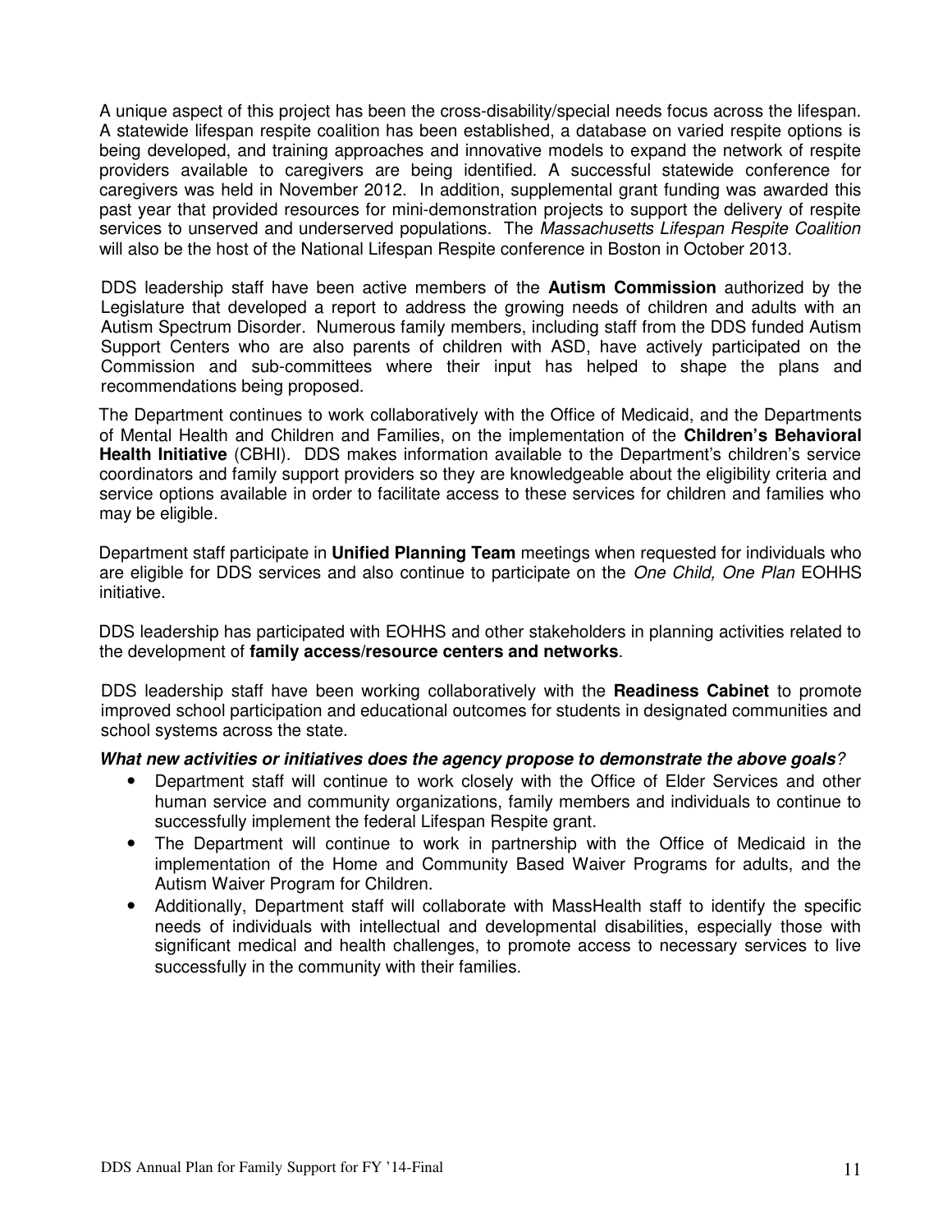A unique aspect of this project has been the cross-disability/special needs focus across the lifespan. A statewide lifespan respite coalition has been established, a database on varied respite options is being developed, and training approaches and innovative models to expand the network of respite providers available to caregivers are being identified. A successful statewide conference for caregivers was held in November 2012. In addition, supplemental grant funding was awarded this past year that provided resources for mini-demonstration projects to support the delivery of respite services to unserved and underserved populations. The *Massachusetts Lifespan Respite Coalition* will also be the host of the National Lifespan Respite conference in Boston in October 2013.

DDS leadership staff have been active members of the **Autism Commission** authorized by the Legislature that developed a report to address the growing needs of children and adults with an Autism Spectrum Disorder. Numerous family members, including staff from the DDS funded Autism Support Centers who are also parents of children with ASD, have actively participated on the Commission and sub-committees where their input has helped to shape the plans and recommendations being proposed.

The Department continues to work collaboratively with the Office of Medicaid, and the Departments of Mental Health and Children and Families, on the implementation of the **Children's Behavioral Health Initiative** (CBHI). DDS makes information available to the Department's children's service coordinators and family support providers so they are knowledgeable about the eligibility criteria and service options available in order to facilitate access to these services for children and families who may be eligible.

Department staff participate in **Unified Planning Team** meetings when requested for individuals who are eligible for DDS services and also continue to participate on the *One Child, One Plan* EOHHS initiative.

DDS leadership has participated with EOHHS and other stakeholders in planning activities related to the development of **family access/resource centers and networks**.

DDS leadership staff have been working collaboratively with the **Readiness Cabinet** to promote improved school participation and educational outcomes for students in designated communities and school systems across the state.

***What new activities or initiatives does the agency propose to demonstrate the above goals****?*

- Department staff will continue to work closely with the Office of Elder Services and other human service and community organizations, family members and individuals to continue to successfully implement the federal Lifespan Respite grant.
- The Department will continue to work in partnership with the Office of Medicaid in the implementation of the Home and Community Based Waiver Programs for adults, and the Autism Waiver Program for Children.
- Additionally, Department staff will collaborate with MassHealth staff to identify the specific needs of individuals with intellectual and developmental disabilities, especially those with significant medical and health challenges, to promote access to necessary services to live successfully in the community with their families.